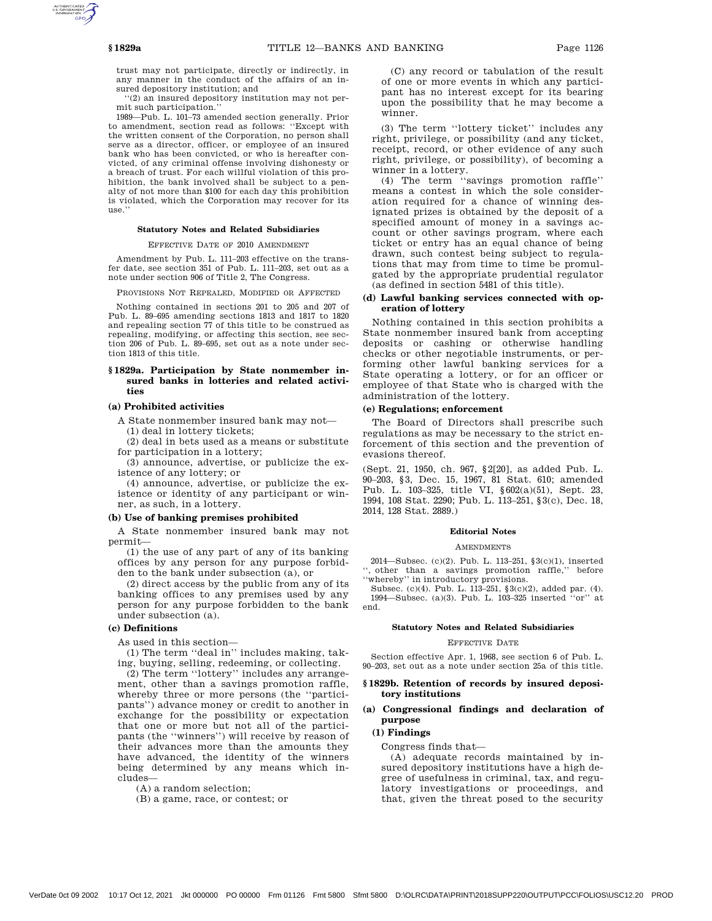trust may not participate, directly or indirectly, in any manner in the conduct of the affairs of an insured depository institution; and

"(2) an insured depository institution may not permit such participation."

1989—Pub. L. 101–73 amended section generally. Prior to amendment, section read as follows: "Except with the written consent of the Corporation, no person shall serve as a director, officer, or employee of an insured bank who has been convicted, or who is hereafter convicted, of any criminal offense involving dishonesty or a breach of trust. For each willful violation of this prohibition, the bank involved shall be subject to a penalty of not more than $100 for each day this prohibition is violated, which the Corporation may recover for its use."

**Statutory Notes and Related Subsidiaries**

EFFECTIVE DATE OF 2010 AMENDMENT

Amendment by Pub. L. 111–203 effective on the transfer date, see section 351 of Pub. L. 111–203, set out as a note under section 906 of Title 2, The Congress.

PROVISIONS NOT REPEALED, MODIFIED OR AFFECTED

Nothing contained in sections 201 to 205 and 207 of Pub. L. 89–695 amending sections 1813 and 1817 to 1820 and repealing section 77 of this title to be construed as repealing, modifying, or affecting this section, see section 206 of Pub. L. 89–695, set out as a note under section 1813 of this title.

## § 1829a. Participation by State nonmember insured banks in lotteries and related activities

### (a) Prohibited activities

A State nonmember insured bank may not—

(1) deal in lottery tickets;

(2) deal in bets used as a means or substitute for participation in a lottery;

(3) announce, advertise, or publicize the existence of any lottery; or

(4) announce, advertise, or publicize the existence or identity of any participant or winner, as such, in a lottery.

### (b) Use of banking premises prohibited

A State nonmember insured bank may not permit—

(1) the use of any part of any of its banking offices by any person for any purpose forbidden to the bank under subsection (a), or

(2) direct access by the public from any of its banking offices to any premises used by any person for any purpose forbidden to the bank under subsection (a).

### (c) Definitions

As used in this section—

(1) The term "deal in" includes making, taking, buying, selling, redeeming, or collecting.

(2) The term "lottery" includes any arrangement, other than a savings promotion raffle, whereby three or more persons (the "participants") advance money or credit to another in exchange for the possibility or expectation that one or more but not all of the participants (the "winners") will receive by reason of their advances more than the amounts they have advanced, the identity of the winners being determined by any means which includes—

(A) a random selection;

(B) a game, race, or contest; or

(C) any record or tabulation of the result of one or more events in which any participant has no interest except for its bearing upon the possibility that he may become a winner.

(3) The term "lottery ticket" includes any right, privilege, or possibility (and any ticket, receipt, record, or other evidence of any such right, privilege, or possibility), of becoming a winner in a lottery.

(4) The term "savings promotion raffle" means a contest in which the sole consideration required for a chance of winning designated prizes is obtained by the deposit of a specified amount of money in a savings account or other savings program, where each ticket or entry has an equal chance of being drawn, such contest being subject to regulations that may from time to time be promulgated by the appropriate prudential regulator (as defined in section 5481 of this title).

### (d) Lawful banking services connected with operation of lottery

Nothing contained in this section prohibits a State nonmember insured bank from accepting deposits or cashing or otherwise handling checks or other negotiable instruments, or performing other lawful banking services for a State operating a lottery, or for an officer or employee of that State who is charged with the administration of the lottery.

### (e) Regulations; enforcement

The Board of Directors shall prescribe such regulations as may be necessary to the strict enforcement of this section and the prevention of evasions thereof.

(Sept. 21, 1950, ch. 967, §2[20], as added Pub. L. 90–203, §3, Dec. 15, 1967, 81 Stat. 610; amended Pub. L. 103–325, title VI, §602(a)(51), Sept. 23, 1994, 108 Stat. 2290; Pub. L. 113–251, §3(c), Dec. 18, 2014, 128 Stat. 2889.)

**Editorial Notes**

AMENDMENTS

2014—Subsec. (c)(2). Pub. L. 113–251, §3(c)(1), inserted ", other than a savings promotion raffle," before "whereby" in introductory provisions.

Subsec. (c)(4). Pub. L. 113–251, §3(c)(2), added par. (4).

1994—Subsec. (a)(3). Pub. L. 103–325 inserted "or" at end.

**Statutory Notes and Related Subsidiaries**

EFFECTIVE DATE

Section effective Apr. 1, 1968, see section 6 of Pub. L. 90–203, set out as a note under section 25a of this title.

## § 1829b. Retention of records by insured depository institutions

### (a) Congressional findings and declaration of purpose

#### (1) Findings

Congress finds that—

(A) adequate records maintained by insured depository institutions have a high degree of usefulness in criminal, tax, and regulatory investigations or proceedings, and that, given the threat posed to the security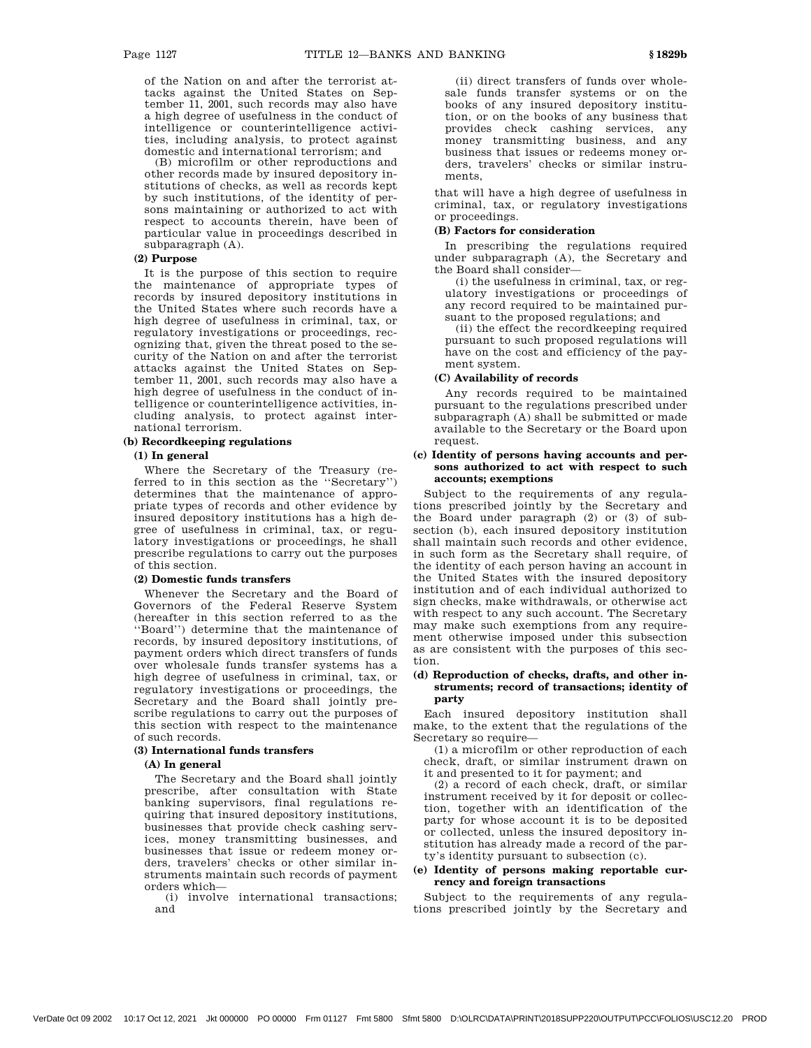of the Nation on and after the terrorist attacks against the United States on September 11, 2001, such records may also have a high degree of usefulness in the conduct of intelligence or counterintelligence activities, including analysis, to protect against domestic and international terrorism; and

(B) microfilm or other reproductions and other records made by insured depository institutions of checks, as well as records kept by such institutions, of the identity of persons maintaining or authorized to act with respect to accounts therein, have been of particular value in proceedings described in subparagraph (A).

**(2) Purpose**

It is the purpose of this section to require the maintenance of appropriate types of records by insured depository institutions in the United States where such records have a high degree of usefulness in criminal, tax, or regulatory investigations or proceedings, recognizing that, given the threat posed to the security of the Nation on and after the terrorist attacks against the United States on September 11, 2001, such records may also have a high degree of usefulness in the conduct of intelligence or counterintelligence activities, including analysis, to protect against international terrorism.

**(b) Recordkeeping regulations**

**(1) In general**

Where the Secretary of the Treasury (referred to in this section as the ''Secretary'') determines that the maintenance of appropriate types of records and other evidence by insured depository institutions has a high degree of usefulness in criminal, tax, or regulatory investigations or proceedings, he shall prescribe regulations to carry out the purposes of this section.

**(2) Domestic funds transfers**

Whenever the Secretary and the Board of Governors of the Federal Reserve System (hereafter in this section referred to as the ''Board'') determine that the maintenance of records, by insured depository institutions, of payment orders which direct transfers of funds over wholesale funds transfer systems has a high degree of usefulness in criminal, tax, or regulatory investigations or proceedings, the Secretary and the Board shall jointly prescribe regulations to carry out the purposes of this section with respect to the maintenance of such records.

**(3) International funds transfers**

**(A) In general**

The Secretary and the Board shall jointly prescribe, after consultation with State banking supervisors, final regulations requiring that insured depository institutions, businesses that provide check cashing services, money transmitting businesses, and businesses that issue or redeem money orders, travelers' checks or other similar instruments maintain such records of payment orders which—

(i) involve international transactions; and

(ii) direct transfers of funds over wholesale funds transfer systems or on the books of any insured depository institution, or on the books of any business that provides check cashing services, any money transmitting business, and any business that issues or redeems money orders, travelers' checks or similar instruments,

that will have a high degree of usefulness in criminal, tax, or regulatory investigations or proceedings.

**(B) Factors for consideration**

In prescribing the regulations required under subparagraph (A), the Secretary and the Board shall consider—

(i) the usefulness in criminal, tax, or regulatory investigations or proceedings of any record required to be maintained pursuant to the proposed regulations; and

(ii) the effect the recordkeeping required pursuant to such proposed regulations will have on the cost and efficiency of the payment system.

**(C) Availability of records**

Any records required to be maintained pursuant to the regulations prescribed under subparagraph (A) shall be submitted or made available to the Secretary or the Board upon request.

**(c) Identity of persons having accounts and persons authorized to act with respect to such accounts; exemptions**

Subject to the requirements of any regulations prescribed jointly by the Secretary and the Board under paragraph (2) or (3) of subsection (b), each insured depository institution shall maintain such records and other evidence, in such form as the Secretary shall require, of the identity of each person having an account in the United States with the insured depository institution and of each individual authorized to sign checks, make withdrawals, or otherwise act with respect to any such account. The Secretary may make such exemptions from any requirement otherwise imposed under this subsection as are consistent with the purposes of this section.

**(d) Reproduction of checks, drafts, and other instruments; record of transactions; identity of party**

Each insured depository institution shall make, to the extent that the regulations of the Secretary so require—

(1) a microfilm or other reproduction of each check, draft, or similar instrument drawn on it and presented to it for payment; and

(2) a record of each check, draft, or similar instrument received by it for deposit or collection, together with an identification of the party for whose account it is to be deposited or collected, unless the insured depository institution has already made a record of the party's identity pursuant to subsection (c).

**(e) Identity of persons making reportable currency and foreign transactions**

Subject to the requirements of any regulations prescribed jointly by the Secretary and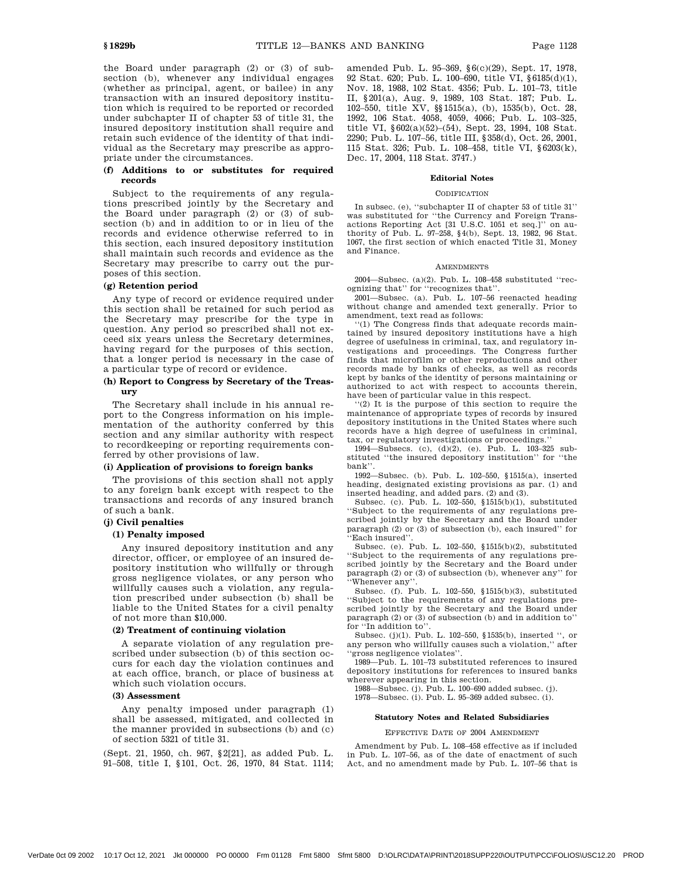the Board under paragraph (2) or (3) of subsection (b), whenever any individual engages (whether as principal, agent, or bailee) in any transaction with an insured depository institution which is required to be reported or recorded under subchapter II of chapter 53 of title 31, the insured depository institution shall require and retain such evidence of the identity of that individual as the Secretary may prescribe as appropriate under the circumstances.

### (f) Additions to or substitutes for required records

Subject to the requirements of any regulations prescribed jointly by the Secretary and the Board under paragraph (2) or (3) of subsection (b) and in addition to or in lieu of the records and evidence otherwise referred to in this section, each insured depository institution shall maintain such records and evidence as the Secretary may prescribe to carry out the purposes of this section.

### (g) Retention period

Any type of record or evidence required under this section shall be retained for such period as the Secretary may prescribe for the type in question. Any period so prescribed shall not exceed six years unless the Secretary determines, having regard for the purposes of this section, that a longer period is necessary in the case of a particular type of record or evidence.

### (h) Report to Congress by Secretary of the Treasury

The Secretary shall include in his annual report to the Congress information on his implementation of the authority conferred by this section and any similar authority with respect to recordkeeping or reporting requirements conferred by other provisions of law.

### (i) Application of provisions to foreign banks

The provisions of this section shall not apply to any foreign bank except with respect to the transactions and records of any insured branch of such a bank.

### (j) Civil penalties

#### (1) Penalty imposed

Any insured depository institution and any director, officer, or employee of an insured depository institution who willfully or through gross negligence violates, or any person who willfully causes such a violation, any regulation prescribed under subsection (b) shall be liable to the United States for a civil penalty of not more than $10,000.

#### (2) Treatment of continuing violation

A separate violation of any regulation prescribed under subsection (b) of this section occurs for each day the violation continues and at each office, branch, or place of business at which such violation occurs.

#### (3) Assessment

Any penalty imposed under paragraph (1) shall be assessed, mitigated, and collected in the manner provided in subsections (b) and (c) of section 5321 of title 31.

(Sept. 21, 1950, ch. 967, §2[21], as added Pub. L. 91–508, title I, §101, Oct. 26, 1970, 84 Stat. 1114; amended Pub. L. 95–369, §6(c)(29), Sept. 17, 1978, 92 Stat. 620; Pub. L. 100–690, title VI, §6185(d)(1), Nov. 18, 1988, 102 Stat. 4356; Pub. L. 101–73, title II, §201(a), Aug. 9, 1989, 103 Stat. 187; Pub. L. 102–550, title XV, §§1515(a), (b), 1535(b), Oct. 28, 1992, 106 Stat. 4058, 4059, 4066; Pub. L. 103–325, title VI, §602(a)(52)–(54), Sept. 23, 1994, 108 Stat. 2290; Pub. L. 107–56, title III, §358(d), Oct. 26, 2001, 115 Stat. 326; Pub. L. 108–458, title VI, §6203(k), Dec. 17, 2004, 118 Stat. 3747.)

## Editorial Notes

### Codification

In subsec. (e), ''subchapter II of chapter 53 of title 31'' was substituted for ''the Currency and Foreign Transactions Reporting Act [31 U.S.C. 1051 et seq.]'' on authority of Pub. L. 97–258, §4(b), Sept. 13, 1982, 96 Stat. 1067, the first section of which enacted Title 31, Money and Finance.

### Amendments

2004—Subsec. (a)(2). Pub. L. 108–458 substituted ''recognizing that'' for ''recognizes that''.

2001—Subsec. (a). Pub. L. 107–56 reenacted heading without change and amended text generally. Prior to amendment, text read as follows:

''(1) The Congress finds that adequate records maintained by insured depository institutions have a high degree of usefulness in criminal, tax, and regulatory investigations and proceedings. The Congress further finds that microfilm or other reproductions and other records made by banks of checks, as well as records kept by banks of the identity of persons maintaining or authorized to act with respect to accounts therein, have been of particular value in this respect.

''(2) It is the purpose of this section to require the maintenance of appropriate types of records by insured depository institutions in the United States where such records have a high degree of usefulness in criminal, tax, or regulatory investigations or proceedings.''

1994—Subsecs. (c), (d)(2), (e). Pub. L. 103–325 substituted ''the insured depository institution'' for ''the bank''.

1992—Subsec. (b). Pub. L. 102–550, §1515(a), inserted heading, designated existing provisions as par. (1) and inserted heading, and added pars. (2) and (3).

Subsec. (c). Pub. L. 102–550, §1515(b)(1), substituted ''Subject to the requirements of any regulations prescribed jointly by the Secretary and the Board under paragraph (2) or (3) of subsection (b), each insured'' for ''Each insured''.

Subsec. (e). Pub. L. 102–550, §1515(b)(2), substituted ''Subject to the requirements of any regulations prescribed jointly by the Secretary and the Board under paragraph (2) or (3) of subsection (b), whenever any'' for ''Whenever any''.

Subsec. (f). Pub. L. 102–550, §1515(b)(3), substituted ''Subject to the requirements of any regulations prescribed jointly by the Secretary and the Board under paragraph (2) or (3) of subsection (b) and in addition to'' for ''In addition to''.

Subsec. (j)(1). Pub. L. 102–550, §1535(b), inserted '', or any person who willfully causes such a violation,'' after ''gross negligence violates''.

1989—Pub. L. 101–73 substituted references to insured depository institutions for references to insured banks wherever appearing in this section.

1988—Subsec. (j). Pub. L. 100–690 added subsec. (j).

1978—Subsec. (i). Pub. L. 95–369 added subsec. (i).

## Statutory Notes and Related Subsidiaries

### Effective Date of 2004 Amendment

Amendment by Pub. L. 108–458 effective as if included in Pub. L. 107–56, as of the date of enactment of such Act, and no amendment made by Pub. L. 107–56 that is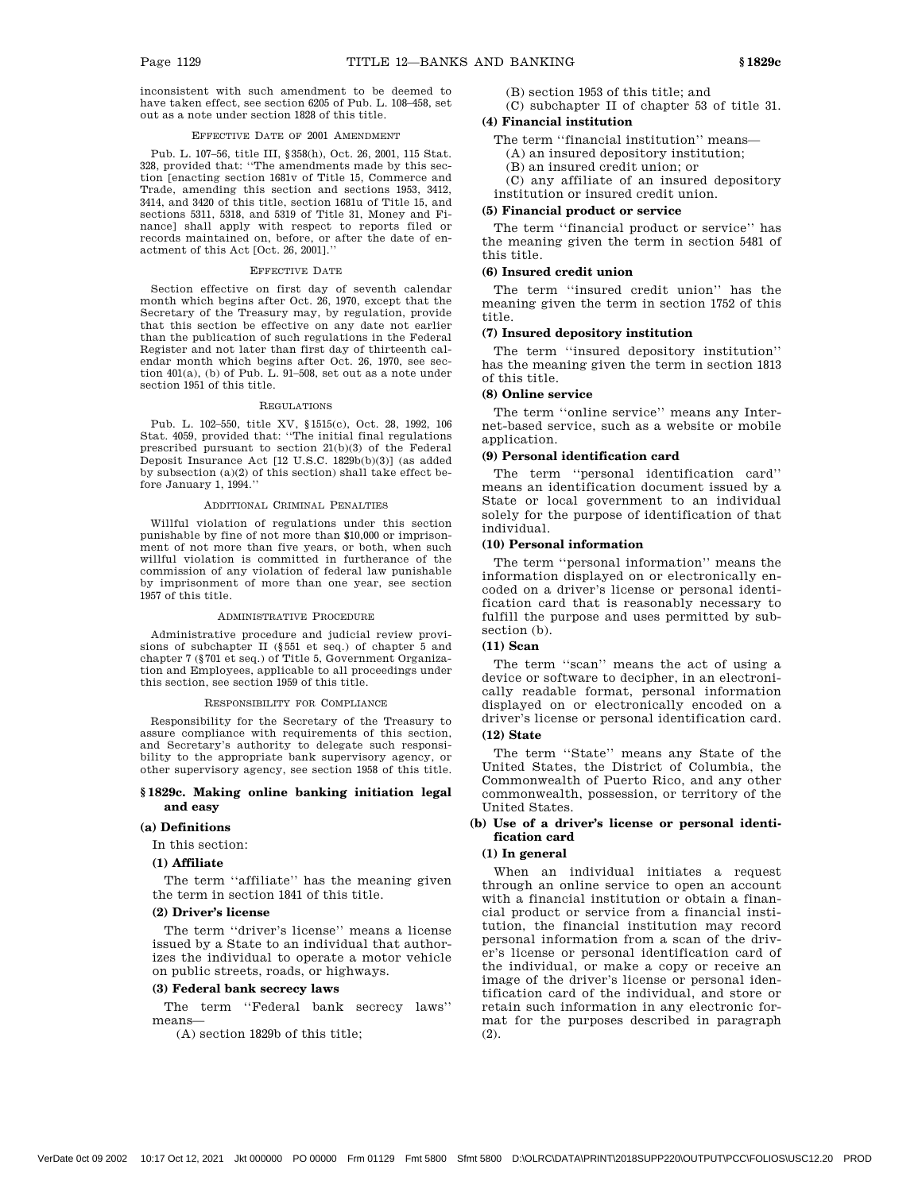inconsistent with such amendment to be deemed to have taken effect, see section 6205 of Pub. L. 108–458, set out as a note under section 1828 of this title.

EFFECTIVE DATE OF 2001 AMENDMENT

Pub. L. 107–56, title III, §358(h), Oct. 26, 2001, 115 Stat. 328, provided that: ''The amendments made by this section [enacting section 1681v of Title 15, Commerce and Trade, amending this section and sections 1953, 3412, 3414, and 3420 of this title, section 1681u of Title 15, and sections 5311, 5318, and 5319 of Title 31, Money and Finance] shall apply with respect to reports filed or records maintained on, before, or after the date of enactment of this Act [Oct. 26, 2001].''

EFFECTIVE DATE

Section effective on first day of seventh calendar month which begins after Oct. 26, 1970, except that the Secretary of the Treasury may, by regulation, provide that this section be effective on any date not earlier than the publication of such regulations in the Federal Register and not later than first day of thirteenth calendar month which begins after Oct. 26, 1970, see section 401(a), (b) of Pub. L. 91–508, set out as a note under section 1951 of this title.

REGULATIONS

Pub. L. 102–550, title XV, §1515(c), Oct. 28, 1992, 106 Stat. 4059, provided that: ''The initial final regulations prescribed pursuant to section 21(b)(3) of the Federal Deposit Insurance Act [12 U.S.C. 1829b(b)(3)] (as added by subsection (a)(2) of this section) shall take effect before January 1, 1994.''

ADDITIONAL CRIMINAL PENALTIES

Willful violation of regulations under this section punishable by fine of not more than $10,000 or imprisonment of not more than five years, or both, when such willful violation is committed in furtherance of the commission of any violation of federal law punishable by imprisonment of more than one year, see section 1957 of this title.

ADMINISTRATIVE PROCEDURE

Administrative procedure and judicial review provisions of subchapter II (§551 et seq.) of chapter 5 and chapter 7 (§701 et seq.) of Title 5, Government Organization and Employees, applicable to all proceedings under this section, see section 1959 of this title.

RESPONSIBILITY FOR COMPLIANCE

Responsibility for the Secretary of the Treasury to assure compliance with requirements of this section, and Secretary's authority to delegate such responsibility to the appropriate bank supervisory agency, or other supervisory agency, see section 1958 of this title.

## §1829c. Making online banking initiation legal and easy

### (a) Definitions

In this section:

#### (1) Affiliate

The term ''affiliate'' has the meaning given the term in section 1841 of this title.

#### (2) Driver's license

The term ''driver's license'' means a license issued by a State to an individual that authorizes the individual to operate a motor vehicle on public streets, roads, or highways.

#### (3) Federal bank secrecy laws

The term ''Federal bank secrecy laws'' means—

(A) section 1829b of this title;

(B) section 1953 of this title; and

(C) subchapter II of chapter 53 of title 31.

#### (4) Financial institution

The term ''financial institution'' means—

(A) an insured depository institution;

(B) an insured credit union; or

(C) any affiliate of an insured depository institution or insured credit union.

#### (5) Financial product or service

The term ''financial product or service'' has the meaning given the term in section 5481 of this title.

#### (6) Insured credit union

The term ''insured credit union'' has the meaning given the term in section 1752 of this title.

#### (7) Insured depository institution

The term ''insured depository institution'' has the meaning given the term in section 1813 of this title.

#### (8) Online service

The term ''online service'' means any Internet-based service, such as a website or mobile application.

#### (9) Personal identification card

The term ''personal identification card'' means an identification document issued by a State or local government to an individual solely for the purpose of identification of that individual.

#### (10) Personal information

The term ''personal information'' means the information displayed on or electronically encoded on a driver's license or personal identification card that is reasonably necessary to fulfill the purpose and uses permitted by subsection (b).

#### (11) Scan

The term ''scan'' means the act of using a device or software to decipher, in an electronically readable format, personal information displayed on or electronically encoded on a driver's license or personal identification card.

#### (12) State

The term ''State'' means any State of the United States, the District of Columbia, the Commonwealth of Puerto Rico, and any other commonwealth, possession, or territory of the United States.

### (b) Use of a driver's license or personal identification card

#### (1) In general

When an individual initiates a request through an online service to open an account with a financial institution or obtain a financial product or service from a financial institution, the financial institution may record personal information from a scan of the driver's license or personal identification card of the individual, or make a copy or receive an image of the driver's license or personal identification card of the individual, and store or retain such information in any electronic format for the purposes described in paragraph (2).